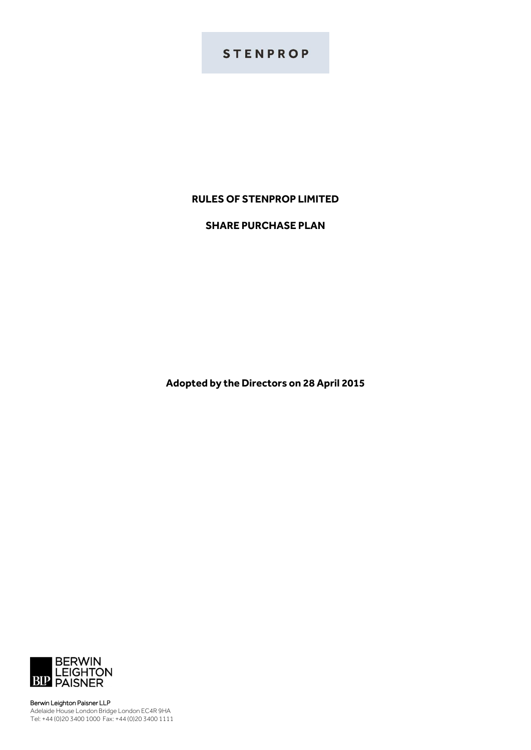STENPROP

# RULES OF STENPROP LIMITED

## SHARE PURCHASE PLAN

**Adopted by the Directors on 28 April 2015**

BERWIN LEIGHTON PAISNER

Berwin Leighton Paisner LLP
Adelaide House London Bridge London EC4R 9HA
Tel: +44 (0)20 3400 1000 Fax: +44 (0)20 3400 1111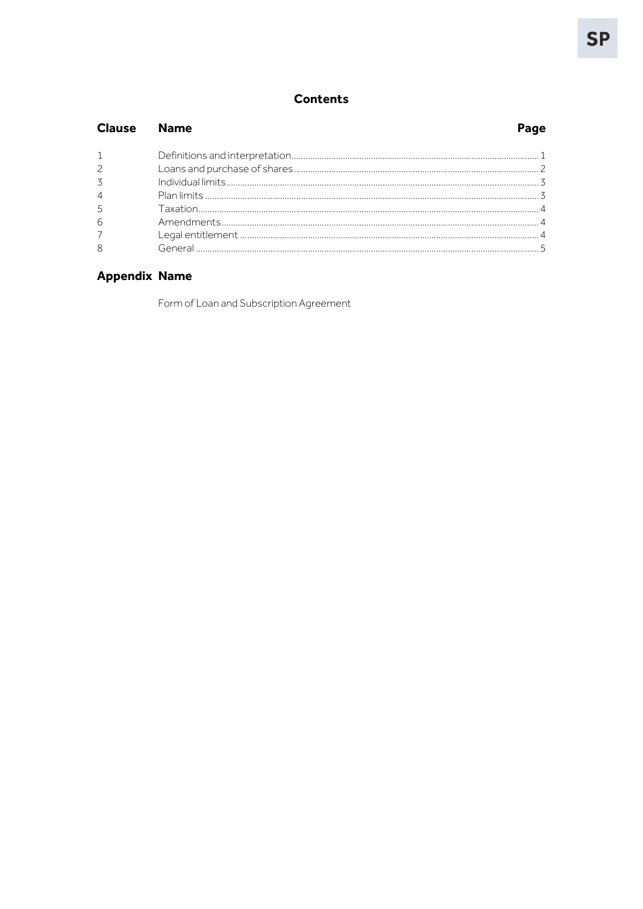## Contents

| Clause | Name | Page |
|---|---|---|
| 1 | Definitions and interpretation | 1 |
| 2 | Loans and purchase of shares | 2 |
| 3 | Individual limits | 3 |
| 4 | Plan limits | 3 |
| 5 | Taxation | 4 |
| 6 | Amendments | 4 |
| 7 | Legal entitlement | 4 |
| 8 | General | 5 |

| Appendix | Name |
|---|---|
| | Form of Loan and Subscription Agreement |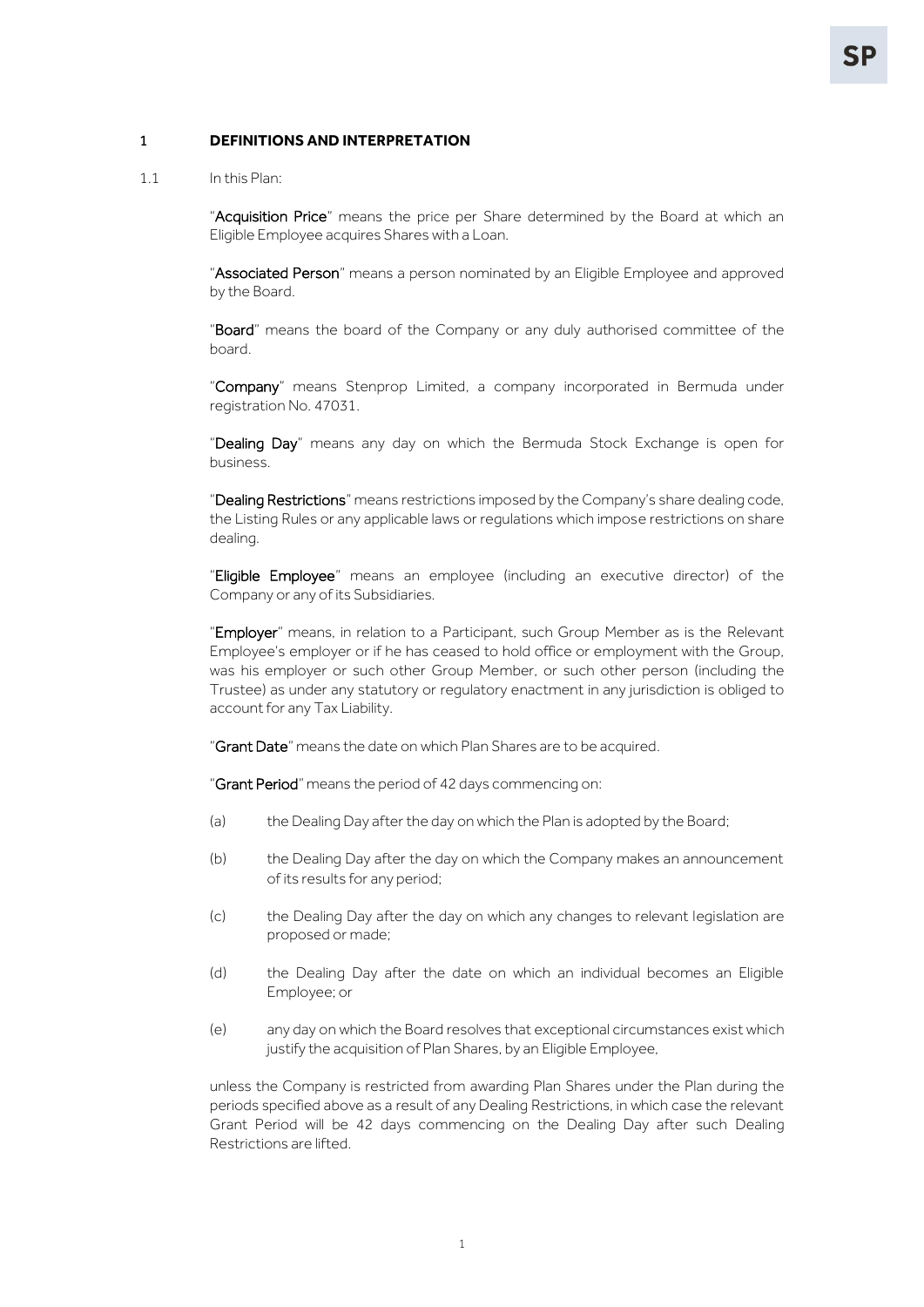## 1 DEFINITIONS AND INTERPRETATION

1.1 In this Plan:

"**Acquisition Price**" means the price per Share determined by the Board at which an Eligible Employee acquires Shares with a Loan.

"**Associated Person**" means a person nominated by an Eligible Employee and approved by the Board.

"**Board**" means the board of the Company or any duly authorised committee of the board.

"**Company**" means Stenprop Limited, a company incorporated in Bermuda under registration No. 47031.

"**Dealing Day**" means any day on which the Bermuda Stock Exchange is open for business.

"**Dealing Restrictions**" means restrictions imposed by the Company's share dealing code, the Listing Rules or any applicable laws or regulations which impose restrictions on share dealing.

"**Eligible Employee**" means an employee (including an executive director) of the Company or any of its Subsidiaries.

"**Employer**" means, in relation to a Participant, such Group Member as is the Relevant Employee's employer or if he has ceased to hold office or employment with the Group, was his employer or such other Group Member, or such other person (including the Trustee) as under any statutory or regulatory enactment in any jurisdiction is obliged to account for any Tax Liability.

"**Grant Date**" means the date on which Plan Shares are to be acquired.

"**Grant Period**" means the period of 42 days commencing on:

(a) the Dealing Day after the day on which the Plan is adopted by the Board;

(b) the Dealing Day after the day on which the Company makes an announcement of its results for any period;

(c) the Dealing Day after the day on which any changes to relevant legislation are proposed or made;

(d) the Dealing Day after the date on which an individual becomes an Eligible Employee; or

(e) any day on which the Board resolves that exceptional circumstances exist which justify the acquisition of Plan Shares, by an Eligible Employee,

unless the Company is restricted from awarding Plan Shares under the Plan during the periods specified above as a result of any Dealing Restrictions, in which case the relevant Grant Period will be 42 days commencing on the Dealing Day after such Dealing Restrictions are lifted.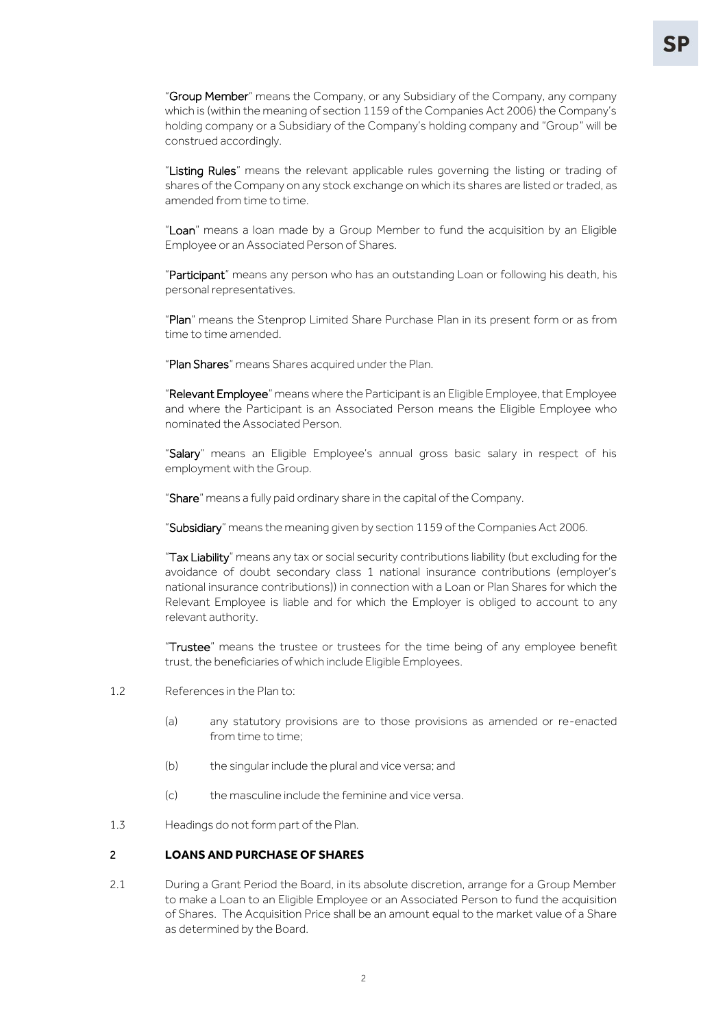"**Group Member**" means the Company, or any Subsidiary of the Company, any company which is (within the meaning of section 1159 of the Companies Act 2006) the Company's holding company or a Subsidiary of the Company's holding company and "Group" will be construed accordingly.

"**Listing Rules**" means the relevant applicable rules governing the listing or trading of shares of the Company on any stock exchange on which its shares are listed or traded, as amended from time to time.

"**Loan**" means a loan made by a Group Member to fund the acquisition by an Eligible Employee or an Associated Person of Shares.

"**Participant**" means any person who has an outstanding Loan or following his death, his personal representatives.

"**Plan**" means the Stenprop Limited Share Purchase Plan in its present form or as from time to time amended.

"**Plan Shares**" means Shares acquired under the Plan.

"**Relevant Employee**" means where the Participant is an Eligible Employee, that Employee and where the Participant is an Associated Person means the Eligible Employee who nominated the Associated Person.

"**Salary**" means an Eligible Employee's annual gross basic salary in respect of his employment with the Group.

"**Share**" means a fully paid ordinary share in the capital of the Company.

"**Subsidiary**" means the meaning given by section 1159 of the Companies Act 2006.

"**Tax Liability**" means any tax or social security contributions liability (but excluding for the avoidance of doubt secondary class 1 national insurance contributions (employer's national insurance contributions)) in connection with a Loan or Plan Shares for which the Relevant Employee is liable and for which the Employer is obliged to account to any relevant authority.

"**Trustee**" means the trustee or trustees for the time being of any employee benefit trust, the beneficiaries of which include Eligible Employees.

1.2 References in the Plan to:

(a) any statutory provisions are to those provisions as amended or re-enacted from time to time;

(b) the singular include the plural and vice versa; and

(c) the masculine include the feminine and vice versa.

1.3 Headings do not form part of the Plan.

## 2 LOANS AND PURCHASE OF SHARES

2.1 During a Grant Period the Board, in its absolute discretion, arrange for a Group Member to make a Loan to an Eligible Employee or an Associated Person to fund the acquisition of Shares. The Acquisition Price shall be an amount equal to the market value of a Share as determined by the Board.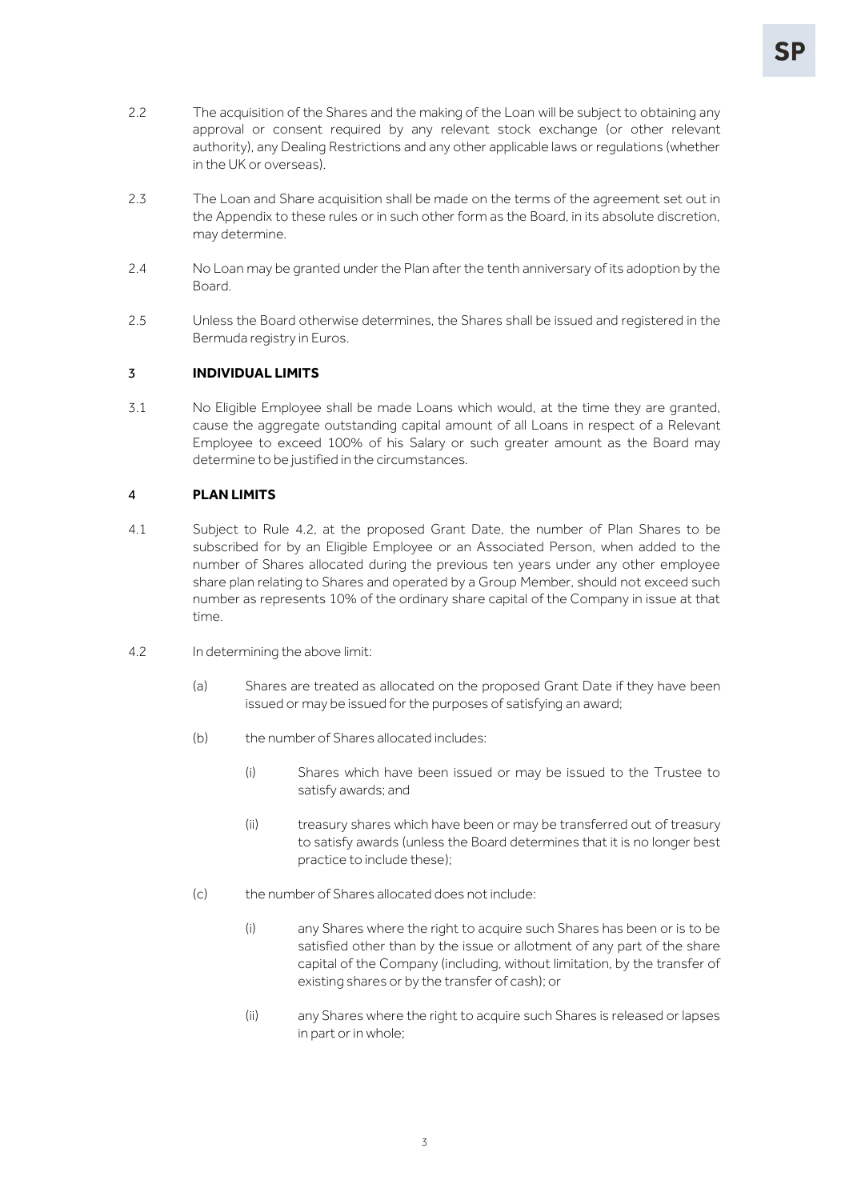2.2 The acquisition of the Shares and the making of the Loan will be subject to obtaining any approval or consent required by any relevant stock exchange (or other relevant authority), any Dealing Restrictions and any other applicable laws or regulations (whether in the UK or overseas).

2.3 The Loan and Share acquisition shall be made on the terms of the agreement set out in the Appendix to these rules or in such other form as the Board, in its absolute discretion, may determine.

2.4 No Loan may be granted under the Plan after the tenth anniversary of its adoption by the Board.

2.5 Unless the Board otherwise determines, the Shares shall be issued and registered in the Bermuda registry in Euros.

## 3 INDIVIDUAL LIMITS

3.1 No Eligible Employee shall be made Loans which would, at the time they are granted, cause the aggregate outstanding capital amount of all Loans in respect of a Relevant Employee to exceed 100% of his Salary or such greater amount as the Board may determine to be justified in the circumstances.

## 4 PLAN LIMITS

4.1 Subject to Rule 4.2, at the proposed Grant Date, the number of Plan Shares to be subscribed for by an Eligible Employee or an Associated Person, when added to the number of Shares allocated during the previous ten years under any other employee share plan relating to Shares and operated by a Group Member, should not exceed such number as represents 10% of the ordinary share capital of the Company in issue at that time.

4.2 In determining the above limit:

(a) Shares are treated as allocated on the proposed Grant Date if they have been issued or may be issued for the purposes of satisfying an award;

(b) the number of Shares allocated includes:

(i) Shares which have been issued or may be issued to the Trustee to satisfy awards; and

(ii) treasury shares which have been or may be transferred out of treasury to satisfy awards (unless the Board determines that it is no longer best practice to include these);

(c) the number of Shares allocated does not include:

(i) any Shares where the right to acquire such Shares has been or is to be satisfied other than by the issue or allotment of any part of the share capital of the Company (including, without limitation, by the transfer of existing shares or by the transfer of cash); or

(ii) any Shares where the right to acquire such Shares is released or lapses in part or in whole;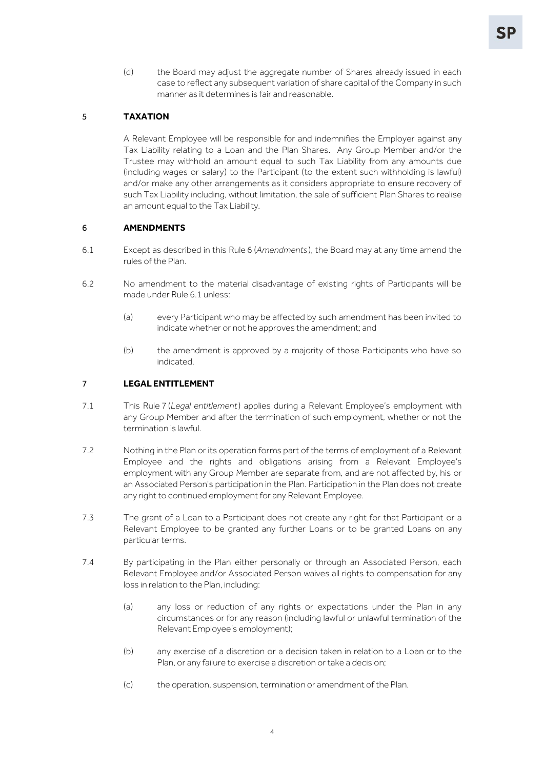(d) the Board may adjust the aggregate number of Shares already issued in each case to reflect any subsequent variation of share capital of the Company in such manner as it determines is fair and reasonable.

## 5 TAXATION

A Relevant Employee will be responsible for and indemnifies the Employer against any Tax Liability relating to a Loan and the Plan Shares. Any Group Member and/or the Trustee may withhold an amount equal to such Tax Liability from any amounts due (including wages or salary) to the Participant (to the extent such withholding is lawful) and/or make any other arrangements as it considers appropriate to ensure recovery of such Tax Liability including, without limitation, the sale of sufficient Plan Shares to realise an amount equal to the Tax Liability.

## 6 AMENDMENTS

6.1 Except as described in this Rule 6 (*Amendments*), the Board may at any time amend the rules of the Plan.

6.2 No amendment to the material disadvantage of existing rights of Participants will be made under Rule 6.1 unless:

(a) every Participant who may be affected by such amendment has been invited to indicate whether or not he approves the amendment; and

(b) the amendment is approved by a majority of those Participants who have so indicated.

## 7 LEGAL ENTITLEMENT

7.1 This Rule 7 (*Legal entitlement*) applies during a Relevant Employee's employment with any Group Member and after the termination of such employment, whether or not the termination is lawful.

7.2 Nothing in the Plan or its operation forms part of the terms of employment of a Relevant Employee and the rights and obligations arising from a Relevant Employee's employment with any Group Member are separate from, and are not affected by, his or an Associated Person's participation in the Plan. Participation in the Plan does not create any right to continued employment for any Relevant Employee.

7.3 The grant of a Loan to a Participant does not create any right for that Participant or a Relevant Employee to be granted any further Loans or to be granted Loans on any particular terms.

7.4 By participating in the Plan either personally or through an Associated Person, each Relevant Employee and/or Associated Person waives all rights to compensation for any loss in relation to the Plan, including:

(a) any loss or reduction of any rights or expectations under the Plan in any circumstances or for any reason (including lawful or unlawful termination of the Relevant Employee's employment);

(b) any exercise of a discretion or a decision taken in relation to a Loan or to the Plan, or any failure to exercise a discretion or take a decision;

(c) the operation, suspension, termination or amendment of the Plan.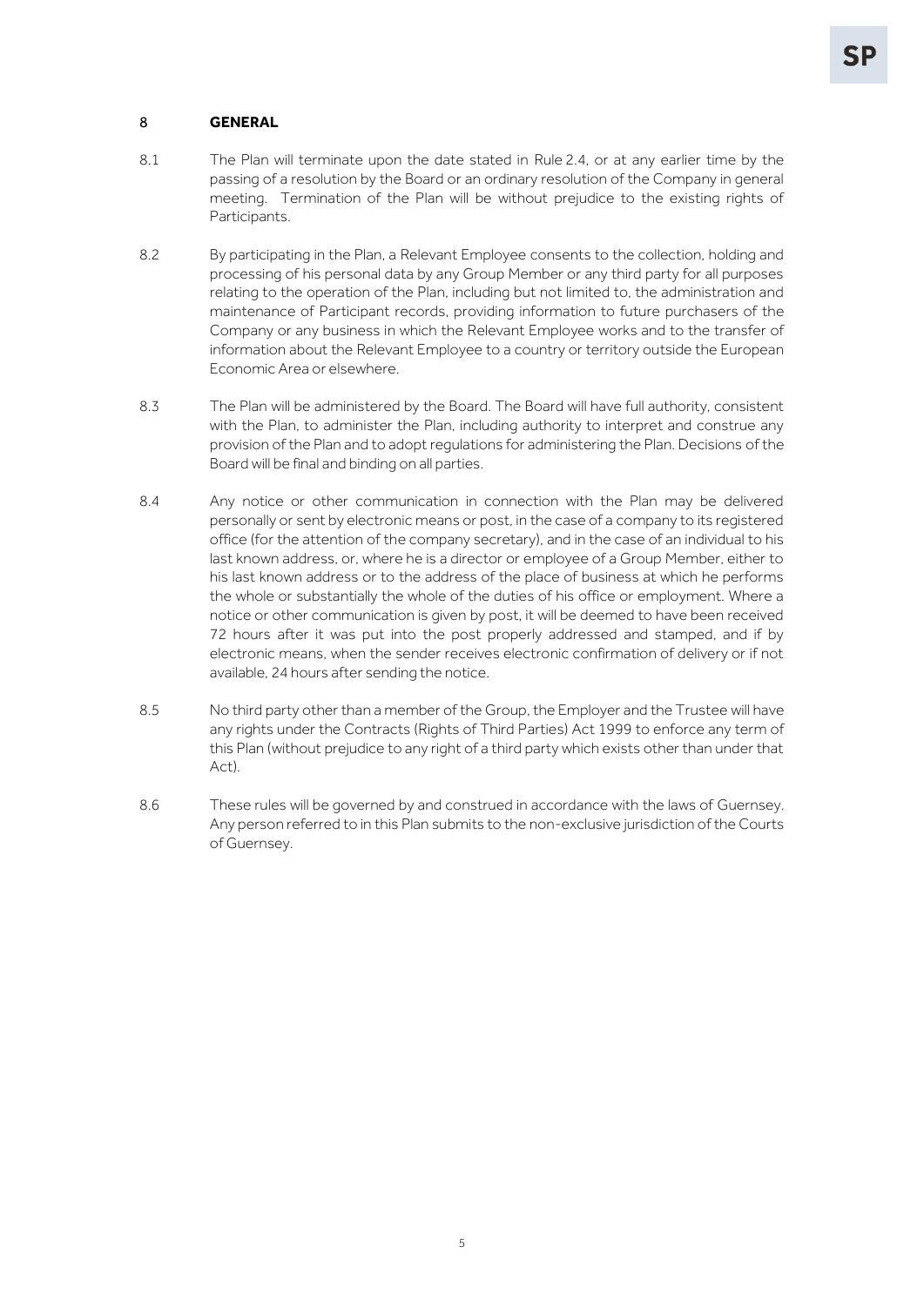## 8 GENERAL

8.1 The Plan will terminate upon the date stated in Rule 2.4, or at any earlier time by the passing of a resolution by the Board or an ordinary resolution of the Company in general meeting. Termination of the Plan will be without prejudice to the existing rights of Participants.

8.2 By participating in the Plan, a Relevant Employee consents to the collection, holding and processing of his personal data by any Group Member or any third party for all purposes relating to the operation of the Plan, including but not limited to, the administration and maintenance of Participant records, providing information to future purchasers of the Company or any business in which the Relevant Employee works and to the transfer of information about the Relevant Employee to a country or territory outside the European Economic Area or elsewhere.

8.3 The Plan will be administered by the Board. The Board will have full authority, consistent with the Plan, to administer the Plan, including authority to interpret and construe any provision of the Plan and to adopt regulations for administering the Plan. Decisions of the Board will be final and binding on all parties.

8.4 Any notice or other communication in connection with the Plan may be delivered personally or sent by electronic means or post, in the case of a company to its registered office (for the attention of the company secretary), and in the case of an individual to his last known address, or, where he is a director or employee of a Group Member, either to his last known address or to the address of the place of business at which he performs the whole or substantially the whole of the duties of his office or employment. Where a notice or other communication is given by post, it will be deemed to have been received 72 hours after it was put into the post properly addressed and stamped, and if by electronic means, when the sender receives electronic confirmation of delivery or if not available, 24 hours after sending the notice.

8.5 No third party other than a member of the Group, the Employer and the Trustee will have any rights under the Contracts (Rights of Third Parties) Act 1999 to enforce any term of this Plan (without prejudice to any right of a third party which exists other than under that Act).

8.6 These rules will be governed by and construed in accordance with the laws of Guernsey. Any person referred to in this Plan submits to the non-exclusive jurisdiction of the Courts of Guernsey.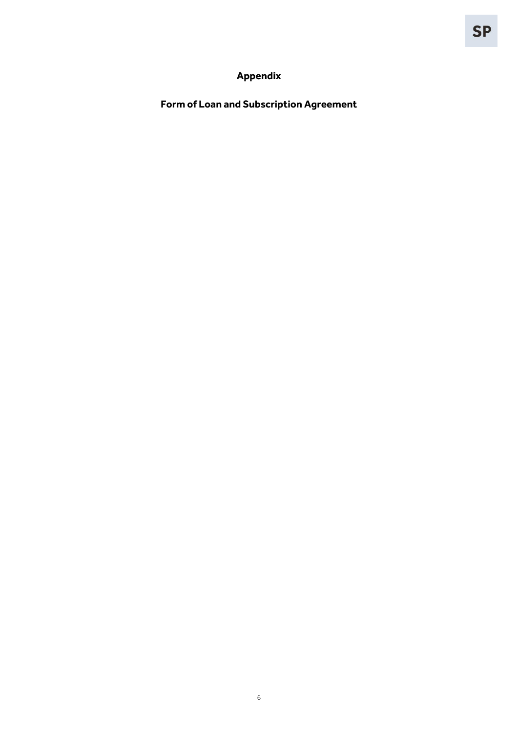## Appendix

## Form of Loan and Subscription Agreement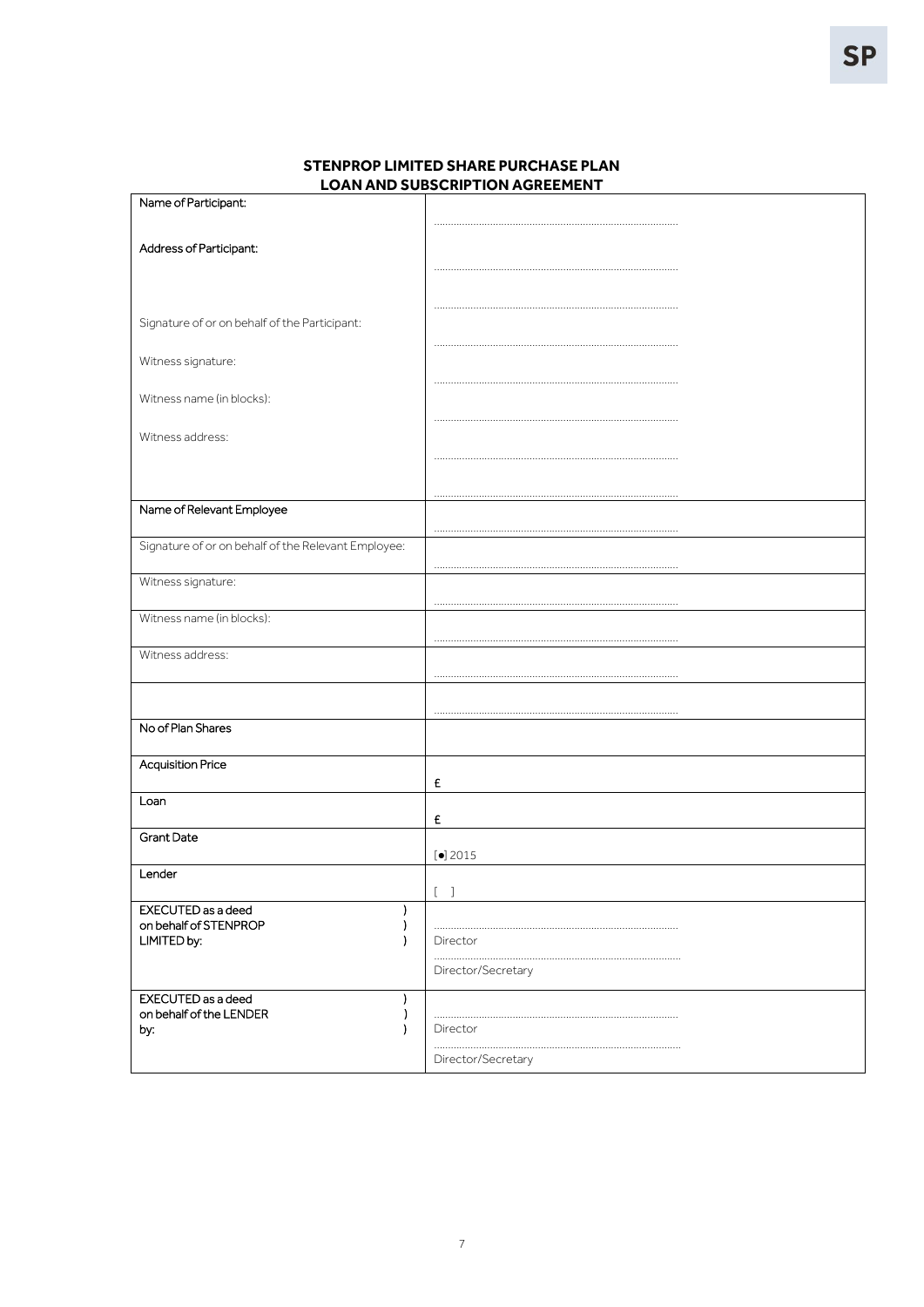## STENPROP LIMITED SHARE PURCHASE PLAN
## LOAN AND SUBSCRIPTION AGREEMENT

| | |
|---|---|
| Name of Participant: | ..................................................................................... |
| Address of Participant: | ..................................................................................... <br> ..................................................................................... |
| Signature of or on behalf of the Participant: | ..................................................................................... |
| Witness signature: | ..................................................................................... |
| Witness name (in blocks): | ..................................................................................... |
| Witness address: | ..................................................................................... <br> ..................................................................................... |
| Name of Relevant Employee | ..................................................................................... |
| Signature of or on behalf of the Relevant Employee: | ..................................................................................... |
| Witness signature: | ..................................................................................... |
| Witness name (in blocks): | ..................................................................................... |
| Witness address: | ..................................................................................... |
| | ..................................................................................... |
| No of Plan Shares | |
| Acquisition Price | £ |
| Loan | £ |
| Grant Date | [•] 2015 |
| Lender | [ ] |
| EXECUTED as a deed ) <br> on behalf of STENPROP ) <br> LIMITED by: ) | ..................................................................................... <br> Director <br> ..................................................................................... <br> Director/Secretary |
| EXECUTED as a deed ) <br> on behalf of the LENDER ) <br> by: ) | ..................................................................................... <br> Director <br> ..................................................................................... <br> Director/Secretary |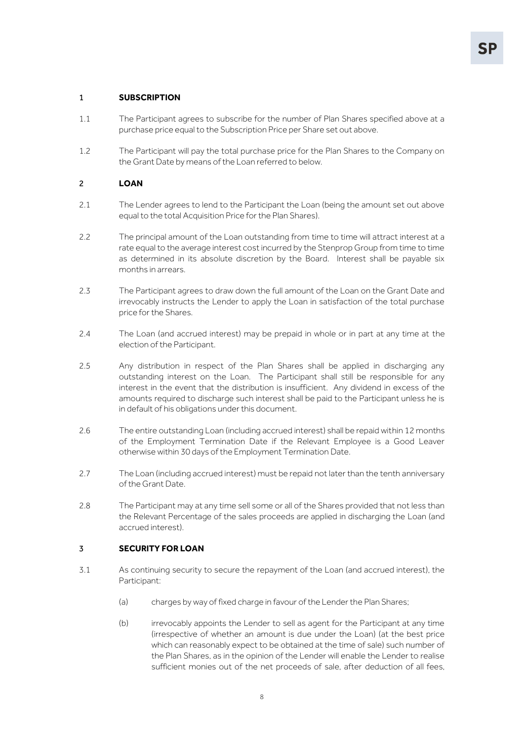## 1 SUBSCRIPTION

1.1 The Participant agrees to subscribe for the number of Plan Shares specified above at a purchase price equal to the Subscription Price per Share set out above.

1.2 The Participant will pay the total purchase price for the Plan Shares to the Company on the Grant Date by means of the Loan referred to below.

## 2 LOAN

2.1 The Lender agrees to lend to the Participant the Loan (being the amount set out above equal to the total Acquisition Price for the Plan Shares).

2.2 The principal amount of the Loan outstanding from time to time will attract interest at a rate equal to the average interest cost incurred by the Stenprop Group from time to time as determined in its absolute discretion by the Board. Interest shall be payable six months in arrears.

2.3 The Participant agrees to draw down the full amount of the Loan on the Grant Date and irrevocably instructs the Lender to apply the Loan in satisfaction of the total purchase price for the Shares.

2.4 The Loan (and accrued interest) may be prepaid in whole or in part at any time at the election of the Participant.

2.5 Any distribution in respect of the Plan Shares shall be applied in discharging any outstanding interest on the Loan. The Participant shall still be responsible for any interest in the event that the distribution is insufficient. Any dividend in excess of the amounts required to discharge such interest shall be paid to the Participant unless he is in default of his obligations under this document.

2.6 The entire outstanding Loan (including accrued interest) shall be repaid within 12 months of the Employment Termination Date if the Relevant Employee is a Good Leaver otherwise within 30 days of the Employment Termination Date.

2.7 The Loan (including accrued interest) must be repaid not later than the tenth anniversary of the Grant Date.

2.8 The Participant may at any time sell some or all of the Shares provided that not less than the Relevant Percentage of the sales proceeds are applied in discharging the Loan (and accrued interest).

## 3 SECURITY FOR LOAN

3.1 As continuing security to secure the repayment of the Loan (and accrued interest), the Participant:

(a) charges by way of fixed charge in favour of the Lender the Plan Shares;

(b) irrevocably appoints the Lender to sell as agent for the Participant at any time (irrespective of whether an amount is due under the Loan) (at the best price which can reasonably expect to be obtained at the time of sale) such number of the Plan Shares, as in the opinion of the Lender will enable the Lender to realise sufficient monies out of the net proceeds of sale, after deduction of all fees,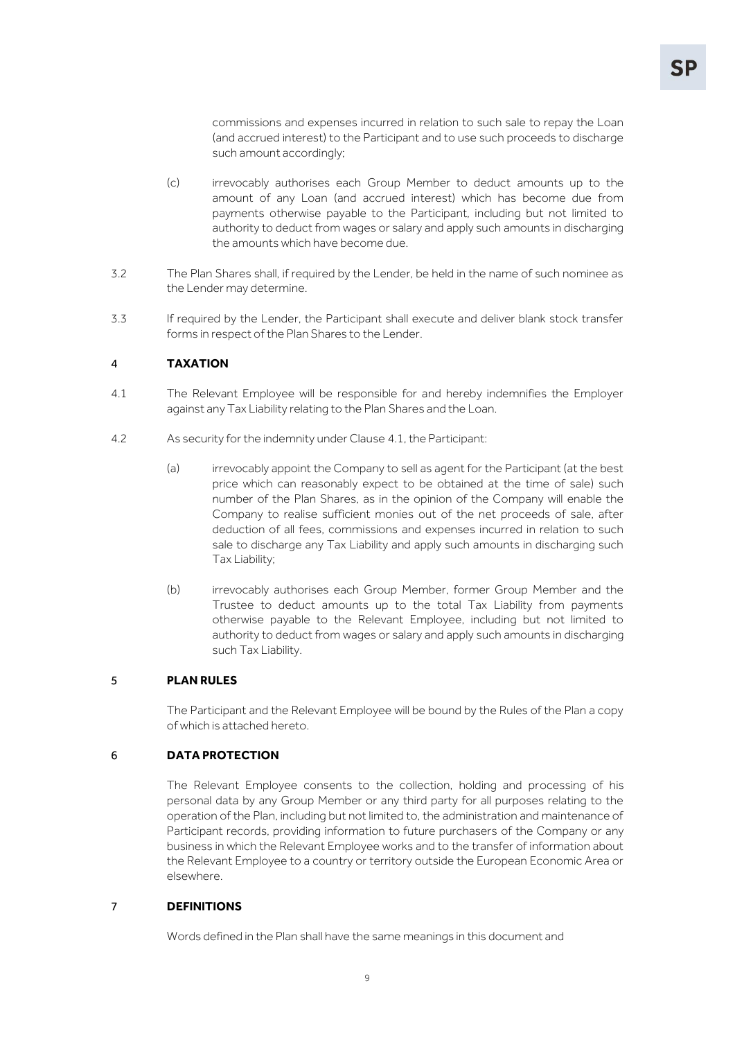commissions and expenses incurred in relation to such sale to repay the Loan (and accrued interest) to the Participant and to use such proceeds to discharge such amount accordingly;

(c) irrevocably authorises each Group Member to deduct amounts up to the amount of any Loan (and accrued interest) which has become due from payments otherwise payable to the Participant, including but not limited to authority to deduct from wages or salary and apply such amounts in discharging the amounts which have become due.

3.2 The Plan Shares shall, if required by the Lender, be held in the name of such nominee as the Lender may determine.

3.3 If required by the Lender, the Participant shall execute and deliver blank stock transfer forms in respect of the Plan Shares to the Lender.

## 4 TAXATION

4.1 The Relevant Employee will be responsible for and hereby indemnifies the Employer against any Tax Liability relating to the Plan Shares and the Loan.

4.2 As security for the indemnity under Clause 4.1, the Participant:

(a) irrevocably appoint the Company to sell as agent for the Participant (at the best price which can reasonably expect to be obtained at the time of sale) such number of the Plan Shares, as in the opinion of the Company will enable the Company to realise sufficient monies out of the net proceeds of sale, after deduction of all fees, commissions and expenses incurred in relation to such sale to discharge any Tax Liability and apply such amounts in discharging such Tax Liability;

(b) irrevocably authorises each Group Member, former Group Member and the Trustee to deduct amounts up to the total Tax Liability from payments otherwise payable to the Relevant Employee, including but not limited to authority to deduct from wages or salary and apply such amounts in discharging such Tax Liability.

## 5 PLAN RULES

The Participant and the Relevant Employee will be bound by the Rules of the Plan a copy of which is attached hereto.

## 6 DATA PROTECTION

The Relevant Employee consents to the collection, holding and processing of his personal data by any Group Member or any third party for all purposes relating to the operation of the Plan, including but not limited to, the administration and maintenance of Participant records, providing information to future purchasers of the Company or any business in which the Relevant Employee works and to the transfer of information about the Relevant Employee to a country or territory outside the European Economic Area or elsewhere.

## 7 DEFINITIONS

Words defined in the Plan shall have the same meanings in this document and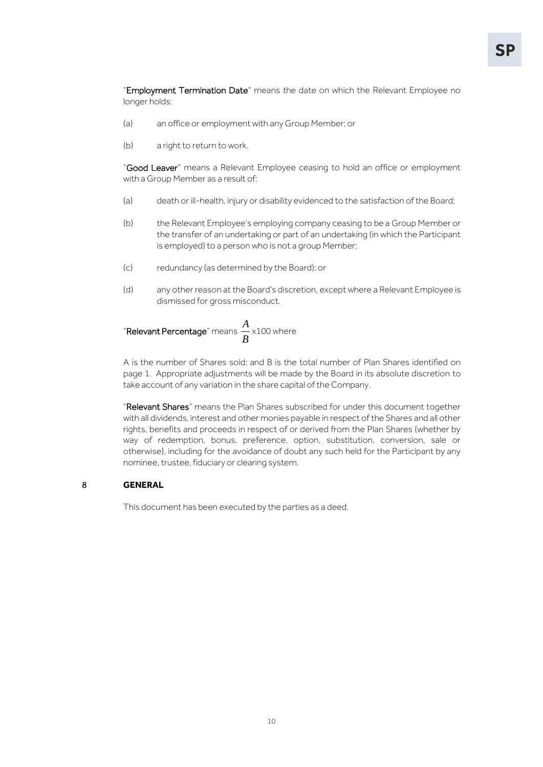"**Employment Termination Date**" means the date on which the Relevant Employee no longer holds:

(a) an office or employment with any Group Member; or

(b) a right to return to work.

"**Good Leaver**" means a Relevant Employee ceasing to hold an office or employment with a Group Member as a result of:

(a) death or ill-health, injury or disability evidenced to the satisfaction of the Board;

(b) the Relevant Employee's employing company ceasing to be a Group Member or the transfer of an undertaking or part of an undertaking (in which the Participant is employed) to a person who is not a group Member;

(c) redundancy (as determined by the Board); or

(d) any other reason at the Board's discretion, except where a Relevant Employee is dismissed for gross misconduct.

"**Relevant Percentage**" means $\frac{A}{B}$ x100 where

A is the number of Shares sold; and B is the total number of Plan Shares identified on page 1. Appropriate adjustments will be made by the Board in its absolute discretion to take account of any variation in the share capital of the Company.

"**Relevant Shares**" means the Plan Shares subscribed for under this document together with all dividends, interest and other monies payable in respect of the Shares and all other rights, benefits and proceeds in respect of or derived from the Plan Shares (whether by way of redemption, bonus, preference, option, substitution, conversion, sale or otherwise), including for the avoidance of doubt any such held for the Participant by any nominee, trustee, fiduciary or clearing system.

## 8 GENERAL

This document has been executed by the parties as a deed.